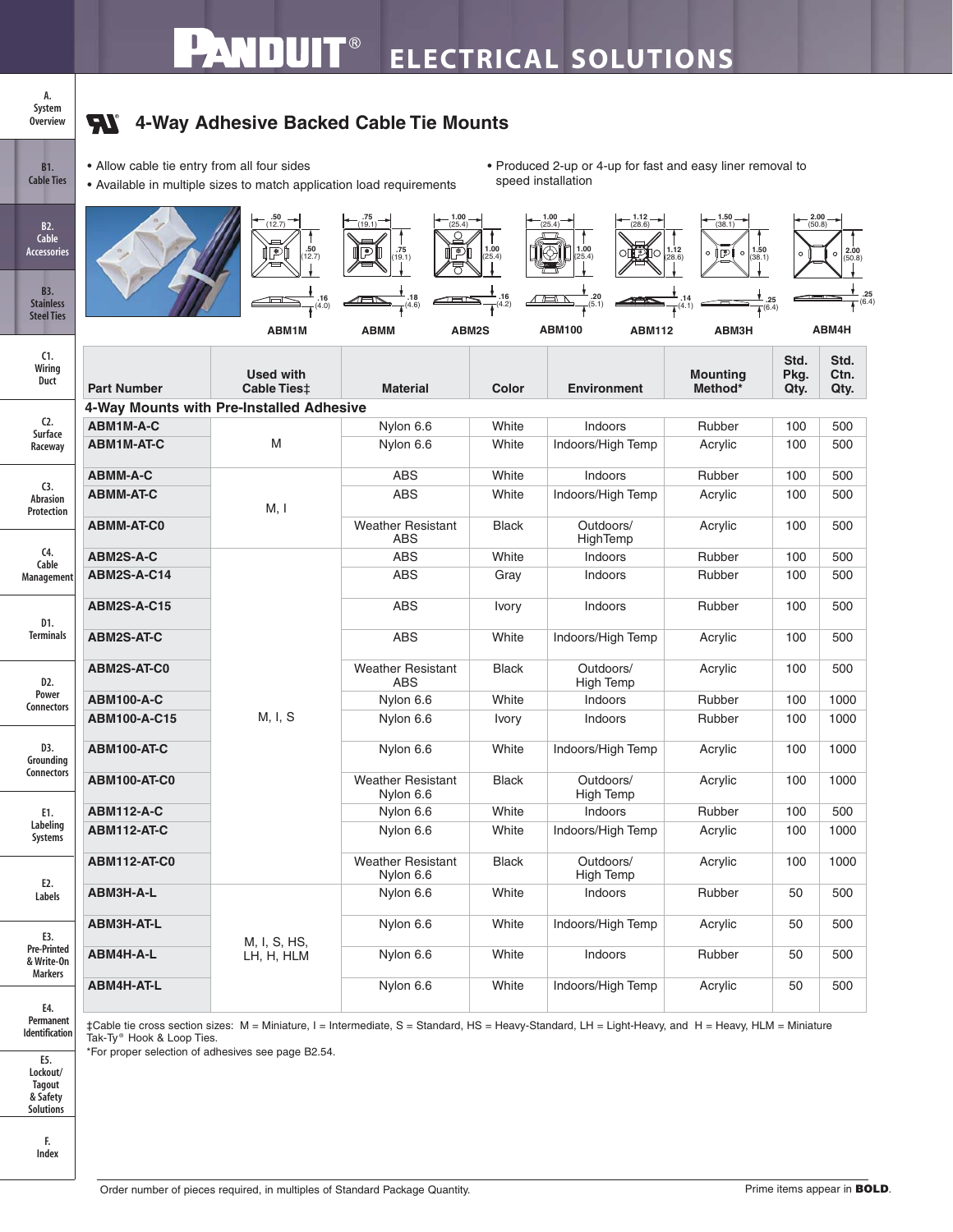# 4-Way Adhesive Backed Cable Tie Mounts

- Allow cable tie entry from all four sides
- Available in multiple sizes to match application load requirements
- Produced 2-up or 4-up for fast and easy liner removal to speed installation

ABM1M ABMM ABM2S ABM100 ABM112 ABM3H ABM4H

| Part Number | Used with Cable Ties‡ | Material | Color | Environment | Mounting Method* | Std. Pkg. Qty. | Std. Ctn. Qty. |
|---|---|---|---|---|---|---|---|
| **4-Way Mounts with Pre-Installed Adhesive** | | | | | | | |
| **ABM1M-A-C** | M | Nylon 6.6 | White | Indoors | Rubber | 100 | 500 |
| **ABM1M-AT-C** | M | Nylon 6.6 | White | Indoors/High Temp | Acrylic | 100 | 500 |
| **ABMM-A-C** | M, I | ABS | White | Indoors | Rubber | 100 | 500 |
| **ABMM-AT-C** | M, I | ABS | White | Indoors/High Temp | Acrylic | 100 | 500 |
| **ABMM-AT-C0** | M, I | Weather Resistant ABS | Black | Outdoors/ HighTemp | Acrylic | 100 | 500 |
| **ABM2S-A-C** | M, I, S | ABS | White | Indoors | Rubber | 100 | 500 |
| **ABM2S-A-C14** | M, I, S | ABS | Gray | Indoors | Rubber | 100 | 500 |
| **ABM2S-A-C15** | M, I, S | ABS | Ivory | Indoors | Rubber | 100 | 500 |
| **ABM2S-AT-C** | M, I, S | ABS | White | Indoors/High Temp | Acrylic | 100 | 500 |
| **ABM2S-AT-C0** | M, I, S | Weather Resistant ABS | Black | Outdoors/ High Temp | Acrylic | 100 | 500 |
| **ABM100-A-C** | M, I, S | Nylon 6.6 | White | Indoors | Rubber | 100 | 1000 |
| **ABM100-A-C15** | M, I, S | Nylon 6.6 | Ivory | Indoors | Rubber | 100 | 1000 |
| **ABM100-AT-C** | M, I, S | Nylon 6.6 | White | Indoors/High Temp | Acrylic | 100 | 1000 |
| **ABM100-AT-C0** | M, I, S | Weather Resistant Nylon 6.6 | Black | Outdoors/ High Temp | Acrylic | 100 | 1000 |
| **ABM112-A-C** | M, I, S | Nylon 6.6 | White | Indoors | Rubber | 100 | 500 |
| **ABM112-AT-C** | M, I, S | Nylon 6.6 | White | Indoors/High Temp | Acrylic | 100 | 1000 |
| **ABM112-AT-C0** | M, I, S | Weather Resistant Nylon 6.6 | Black | Outdoors/ High Temp | Acrylic | 100 | 1000 |
| **ABM3H-A-L** | M, I, S, HS, LH, H, HLM | Nylon 6.6 | White | Indoors | Rubber | 50 | 500 |
| **ABM3H-AT-L** | M, I, S, HS, LH, H, HLM | Nylon 6.6 | White | Indoors/High Temp | Acrylic | 50 | 500 |
| **ABM4H-A-L** | M, I, S, HS, LH, H, HLM | Nylon 6.6 | White | Indoors | Rubber | 50 | 500 |
| **ABM4H-AT-L** | M, I, S, HS, LH, H, HLM | Nylon 6.6 | White | Indoors/High Temp | Acrylic | 50 | 500 |

‡Cable tie cross section sizes: M = Miniature, I = Intermediate, S = Standard, HS = Heavy-Standard, LH = Light-Heavy, and H = Heavy, HLM = Miniature Tak-Ty® Hook & Loop Ties.

*For proper selection of adhesives see page B2.54.

Order number of pieces required, in multiples of Standard Package Quantity. Prime items appear in **BOLD**.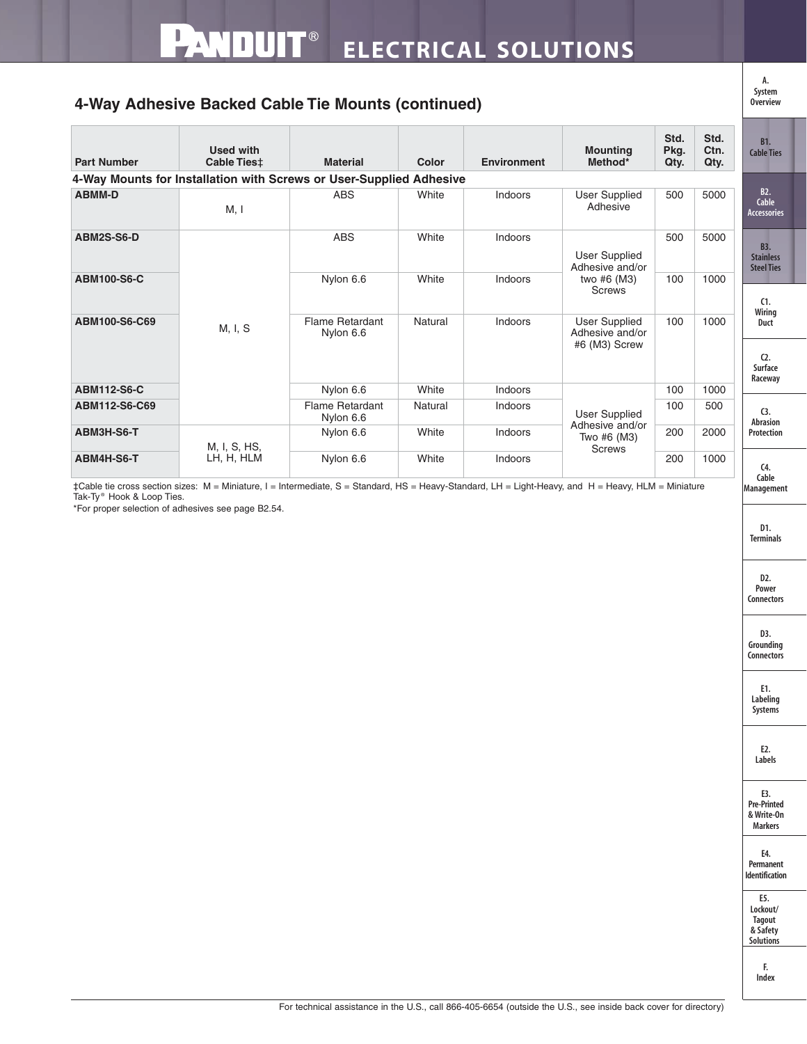## 4-Way Adhesive Backed Cable Tie Mounts (continued)

| Part Number | Used with Cable Ties‡ | Material | Color | Environment | Mounting Method* | Std. Pkg. Qty. | Std. Ctn. Qty. |
|---|---|---|---|---|---|---|---|
| **4-Way Mounts for Installation with Screws or User-Supplied Adhesive** | | | | | | | |
| **ABMM-D** | M, I | ABS | White | Indoors | User Supplied Adhesive | 500 | 5000 |
| **ABM2S-S6-D** | M, I, S | ABS | White | Indoors | User Supplied Adhesive and/or two #6 (M3) Screws | 500 | 5000 |
| **ABM100-S6-C** | M, I, S | Nylon 6.6 | White | Indoors | User Supplied Adhesive and/or two #6 (M3) Screws | 100 | 1000 |
| **ABM100-S6-C69** | M, I, S | Flame Retardant Nylon 6.6 | Natural | Indoors | User Supplied Adhesive and/or #6 (M3) Screw | 100 | 1000 |
| **ABM112-S6-C** | M, I, S | Nylon 6.6 | White | Indoors | User Supplied Adhesive and/or Two #6 (M3) Screws | 100 | 1000 |
| **ABM112-S6-C69** | M, I, S | Flame Retardant Nylon 6.6 | Natural | Indoors | User Supplied Adhesive and/or Two #6 (M3) Screws | 100 | 500 |
| **ABM3H-S6-T** | M, I, S, HS, LH, H, HLM | Nylon 6.6 | White | Indoors | User Supplied Adhesive and/or Two #6 (M3) Screws | 200 | 2000 |
| **ABM4H-S6-T** | M, I, S, HS, LH, H, HLM | Nylon 6.6 | White | Indoors | User Supplied Adhesive and/or Two #6 (M3) Screws | 200 | 1000 |

‡Cable tie cross section sizes: M = Miniature, I = Intermediate, S = Standard, HS = Heavy-Standard, LH = Light-Heavy, and H = Heavy, HLM = Miniature Tak-Ty® Hook & Loop Ties.

*For proper selection of adhesives see page B2.54.